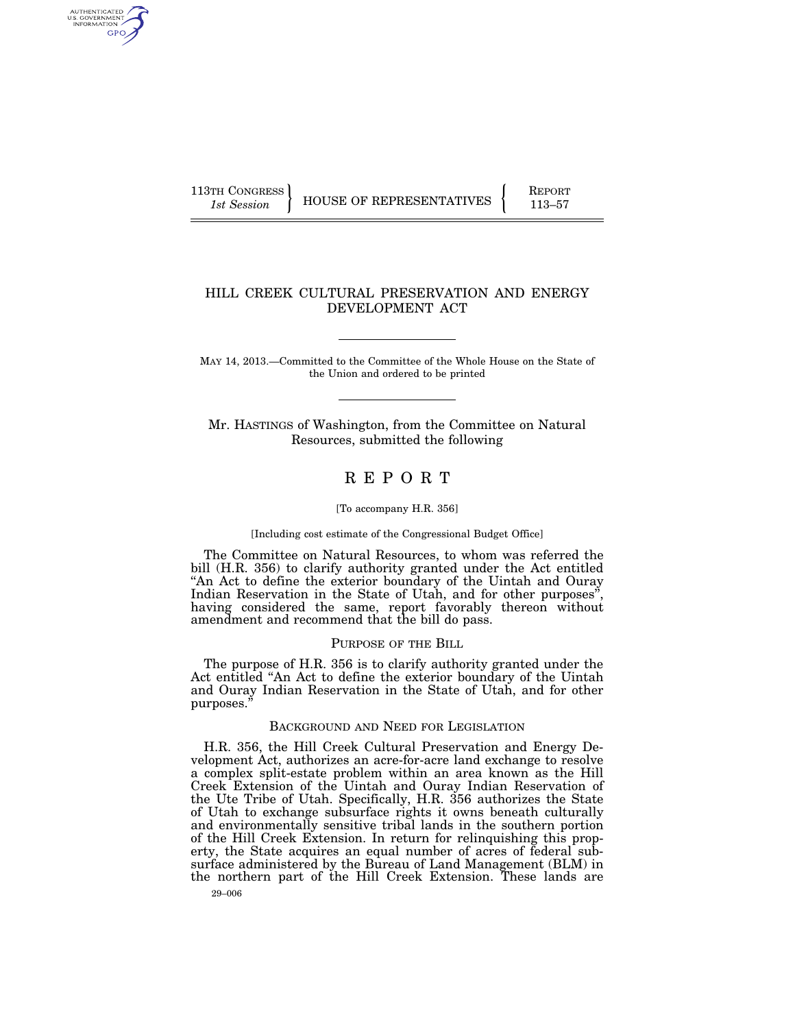113TH CONGRESS
*1st Session*

HOUSE OF REPRESENTATIVES

REPORT
113–57

# HILL CREEK CULTURAL PRESERVATION AND ENERGY DEVELOPMENT ACT

MAY 14, 2013.—Committed to the Committee of the Whole House on the State of the Union and ordered to be printed

Mr. HASTINGS of Washington, from the Committee on Natural Resources, submitted the following

# REPORT

[To accompany H.R. 356]

[Including cost estimate of the Congressional Budget Office]

The Committee on Natural Resources, to whom was referred the bill (H.R. 356) to clarify authority granted under the Act entitled "An Act to define the exterior boundary of the Uintah and Ouray Indian Reservation in the State of Utah, and for other purposes", having considered the same, report favorably thereon without amendment and recommend that the bill do pass.

## PURPOSE OF THE BILL

The purpose of H.R. 356 is to clarify authority granted under the Act entitled "An Act to define the exterior boundary of the Uintah and Ouray Indian Reservation in the State of Utah, and for other purposes."

## BACKGROUND AND NEED FOR LEGISLATION

H.R. 356, the Hill Creek Cultural Preservation and Energy Development Act, authorizes an acre-for-acre land exchange to resolve a complex split-estate problem within an area known as the Hill Creek Extension of the Uintah and Ouray Indian Reservation of the Ute Tribe of Utah. Specifically, H.R. 356 authorizes the State of Utah to exchange subsurface rights it owns beneath culturally and environmentally sensitive tribal lands in the southern portion of the Hill Creek Extension. In return for relinquishing this property, the State acquires an equal number of acres of federal subsurface administered by the Bureau of Land Management (BLM) in the northern part of the Hill Creek Extension. These lands are

29–006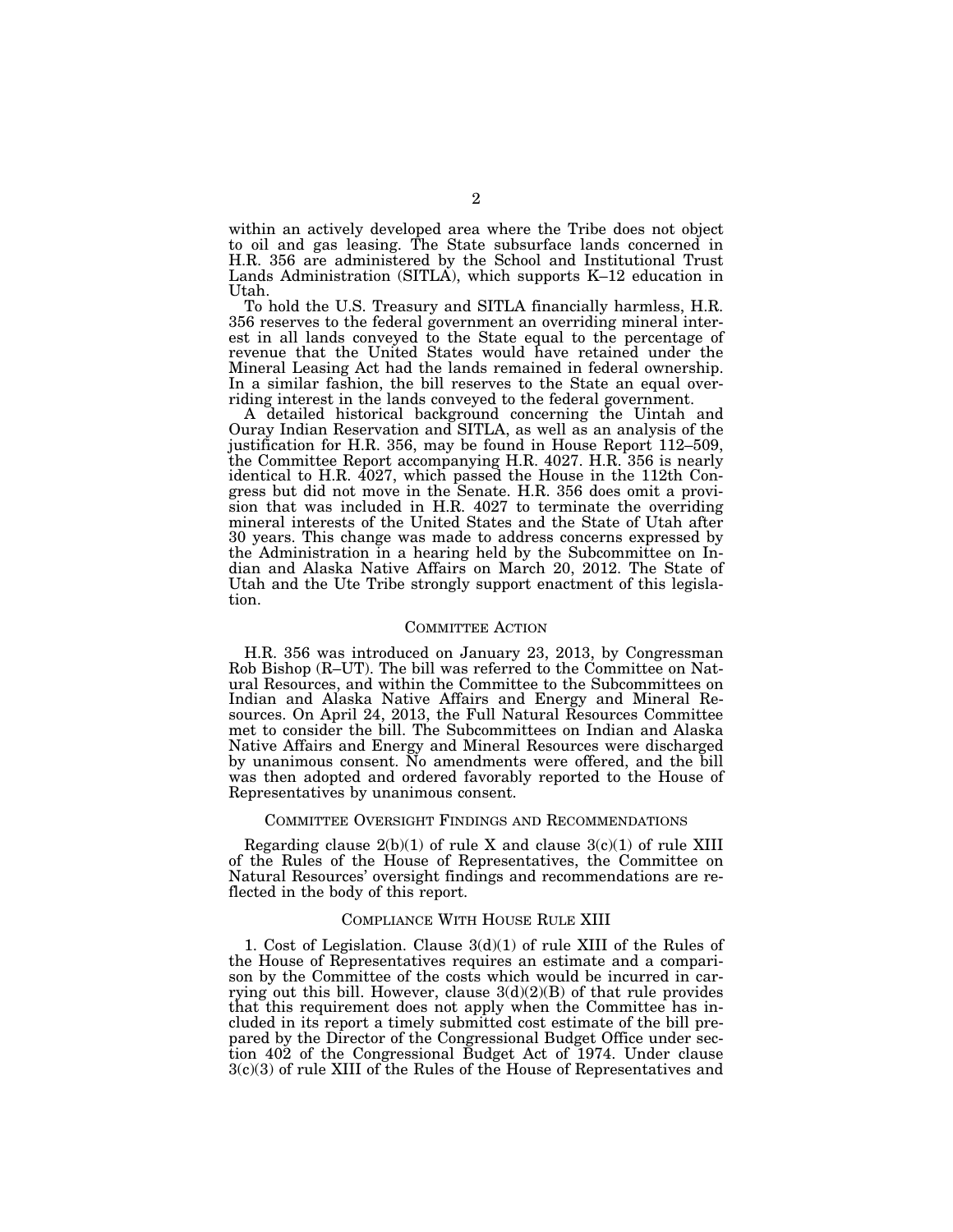within an actively developed area where the Tribe does not object to oil and gas leasing. The State subsurface lands concerned in H.R. 356 are administered by the School and Institutional Trust Lands Administration (SITLA), which supports K–12 education in Utah.

To hold the U.S. Treasury and SITLA financially harmless, H.R. 356 reserves to the federal government an overriding mineral interest in all lands conveyed to the State equal to the percentage of revenue that the United States would have retained under the Mineral Leasing Act had the lands remained in federal ownership. In a similar fashion, the bill reserves to the State an equal overriding interest in the lands conveyed to the federal government.

A detailed historical background concerning the Uintah and Ouray Indian Reservation and SITLA, as well as an analysis of the justification for H.R. 356, may be found in House Report 112–509, the Committee Report accompanying H.R. 4027. H.R. 356 is nearly identical to H.R. 4027, which passed the House in the 112th Congress but did not move in the Senate. H.R. 356 does omit a provision that was included in H.R. 4027 to terminate the overriding mineral interests of the United States and the State of Utah after 30 years. This change was made to address concerns expressed by the Administration in a hearing held by the Subcommittee on Indian and Alaska Native Affairs on March 20, 2012. The State of Utah and the Ute Tribe strongly support enactment of this legislation.

## COMMITTEE ACTION

H.R. 356 was introduced on January 23, 2013, by Congressman Rob Bishop (R–UT). The bill was referred to the Committee on Natural Resources, and within the Committee to the Subcommittees on Indian and Alaska Native Affairs and Energy and Mineral Resources. On April 24, 2013, the Full Natural Resources Committee met to consider the bill. The Subcommittees on Indian and Alaska Native Affairs and Energy and Mineral Resources were discharged by unanimous consent. No amendments were offered, and the bill was then adopted and ordered favorably reported to the House of Representatives by unanimous consent.

## COMMITTEE OVERSIGHT FINDINGS AND RECOMMENDATIONS

Regarding clause 2(b)(1) of rule X and clause 3(c)(1) of rule XIII of the Rules of the House of Representatives, the Committee on Natural Resources' oversight findings and recommendations are reflected in the body of this report.

## COMPLIANCE WITH HOUSE RULE XIII

1. Cost of Legislation. Clause 3(d)(1) of rule XIII of the Rules of the House of Representatives requires an estimate and a comparison by the Committee of the costs which would be incurred in carrying out this bill. However, clause 3(d)(2)(B) of that rule provides that this requirement does not apply when the Committee has included in its report a timely submitted cost estimate of the bill prepared by the Director of the Congressional Budget Office under section 402 of the Congressional Budget Act of 1974. Under clause 3(c)(3) of rule XIII of the Rules of the House of Representatives and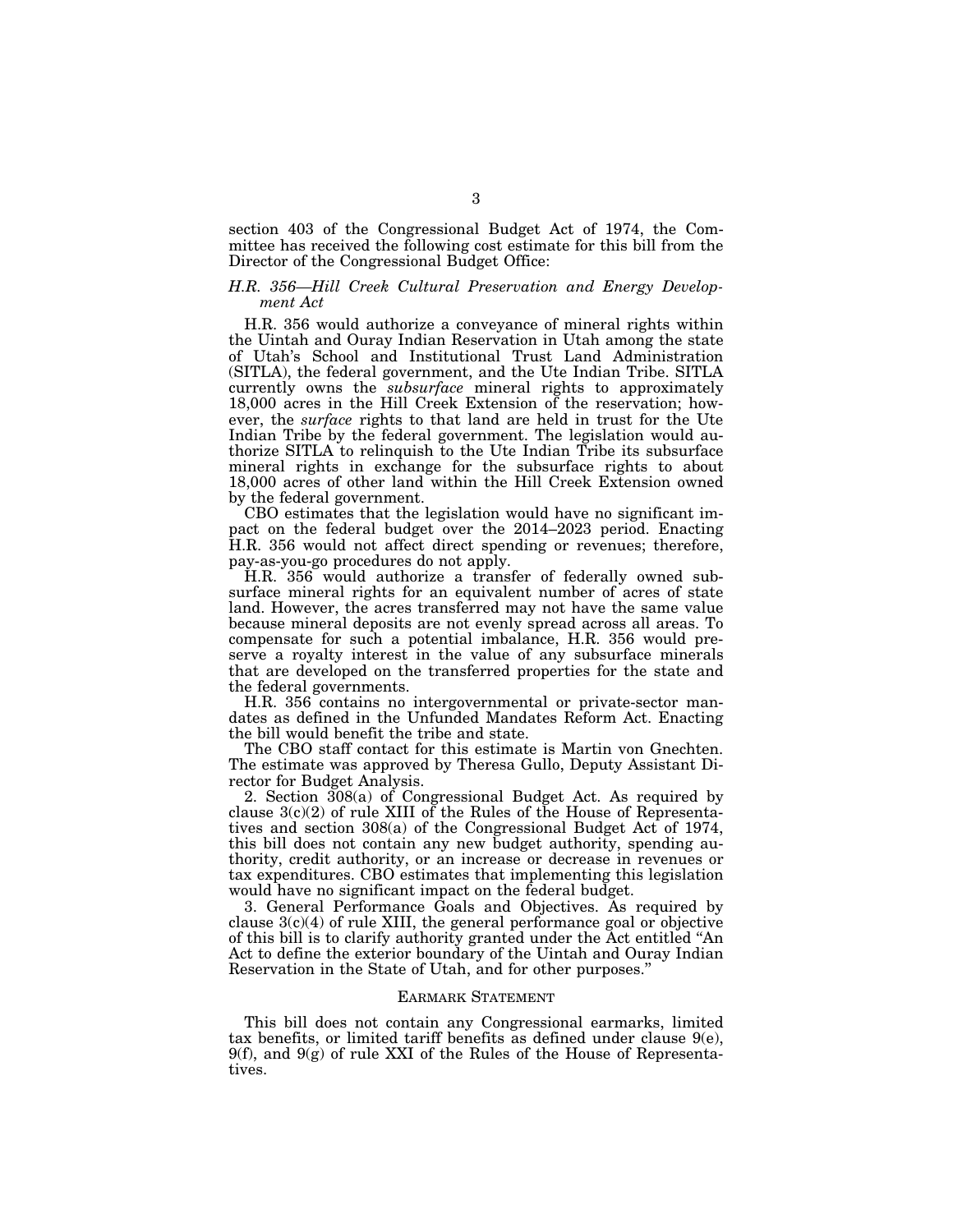section 403 of the Congressional Budget Act of 1974, the Committee has received the following cost estimate for this bill from the Director of the Congressional Budget Office:

*H.R. 356—Hill Creek Cultural Preservation and Energy Development Act*

H.R. 356 would authorize a conveyance of mineral rights within the Uintah and Ouray Indian Reservation in Utah among the state of Utah's School and Institutional Trust Land Administration (SITLA), the federal government, and the Ute Indian Tribe. SITLA currently owns the *subsurface* mineral rights to approximately 18,000 acres in the Hill Creek Extension of the reservation; however, the *surface* rights to that land are held in trust for the Ute Indian Tribe by the federal government. The legislation would authorize SITLA to relinquish to the Ute Indian Tribe its subsurface mineral rights in exchange for the subsurface rights to about 18,000 acres of other land within the Hill Creek Extension owned by the federal government.

CBO estimates that the legislation would have no significant impact on the federal budget over the 2014–2023 period. Enacting H.R. 356 would not affect direct spending or revenues; therefore, pay-as-you-go procedures do not apply.

H.R. 356 would authorize a transfer of federally owned subsurface mineral rights for an equivalent number of acres of state land. However, the acres transferred may not have the same value because mineral deposits are not evenly spread across all areas. To compensate for such a potential imbalance, H.R. 356 would preserve a royalty interest in the value of any subsurface minerals that are developed on the transferred properties for the state and the federal governments.

H.R. 356 contains no intergovernmental or private-sector mandates as defined in the Unfunded Mandates Reform Act. Enacting the bill would benefit the tribe and state.

The CBO staff contact for this estimate is Martin von Gnechten. The estimate was approved by Theresa Gullo, Deputy Assistant Director for Budget Analysis.

2. Section 308(a) of Congressional Budget Act. As required by clause 3(c)(2) of rule XIII of the Rules of the House of Representatives and section 308(a) of the Congressional Budget Act of 1974, this bill does not contain any new budget authority, spending authority, credit authority, or an increase or decrease in revenues or tax expenditures. CBO estimates that implementing this legislation would have no significant impact on the federal budget.

3. General Performance Goals and Objectives. As required by clause 3(c)(4) of rule XIII, the general performance goal or objective of this bill is to clarify authority granted under the Act entitled "An Act to define the exterior boundary of the Uintah and Ouray Indian Reservation in the State of Utah, and for other purposes."

## EARMARK STATEMENT

This bill does not contain any Congressional earmarks, limited tax benefits, or limited tariff benefits as defined under clause 9(e), 9(f), and 9(g) of rule XXI of the Rules of the House of Representatives.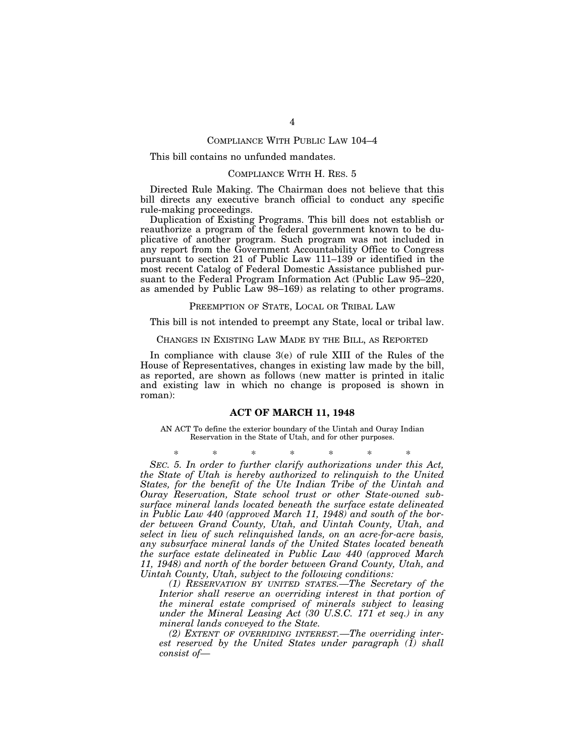## COMPLIANCE WITH PUBLIC LAW 104–4

This bill contains no unfunded mandates.

## COMPLIANCE WITH H. RES. 5

Directed Rule Making. The Chairman does not believe that this bill directs any executive branch official to conduct any specific rule-making proceedings.

Duplication of Existing Programs. This bill does not establish or reauthorize a program of the federal government known to be duplicative of another program. Such program was not included in any report from the Government Accountability Office to Congress pursuant to section 21 of Public Law 111–139 or identified in the most recent Catalog of Federal Domestic Assistance published pursuant to the Federal Program Information Act (Public Law 95–220, as amended by Public Law 98–169) as relating to other programs.

## PREEMPTION OF STATE, LOCAL OR TRIBAL LAW

This bill is not intended to preempt any State, local or tribal law.

## CHANGES IN EXISTING LAW MADE BY THE BILL, AS REPORTED

In compliance with clause 3(e) of rule XIII of the Rules of the House of Representatives, changes in existing law made by the bill, as reported, are shown as follows (new matter is printed in italic and existing law in which no change is proposed is shown in roman):

## ACT OF MARCH 11, 1948

AN ACT To define the exterior boundary of the Uintah and Ouray Indian Reservation in the State of Utah, and for other purposes.

\* \* \* \* \* \* \*

*SEC. 5. In order to further clarify authorizations under this Act, the State of Utah is hereby authorized to relinquish to the United States, for the benefit of the Ute Indian Tribe of the Uintah and Ouray Reservation, State school trust or other State-owned subsurface mineral lands located beneath the surface estate delineated in Public Law 440 (approved March 11, 1948) and south of the border between Grand County, Utah, and Uintah County, Utah, and select in lieu of such relinquished lands, on an acre-for-acre basis, any subsurface mineral lands of the United States located beneath the surface estate delineated in Public Law 440 (approved March 11, 1948) and north of the border between Grand County, Utah, and Uintah County, Utah, subject to the following conditions:*

*(1) RESERVATION BY UNITED STATES.—The Secretary of the Interior shall reserve an overriding interest in that portion of the mineral estate comprised of minerals subject to leasing under the Mineral Leasing Act (30 U.S.C. 171 et seq.) in any mineral lands conveyed to the State.*

*(2) EXTENT OF OVERRIDING INTEREST.—The overriding interest reserved by the United States under paragraph (1) shall consist of—*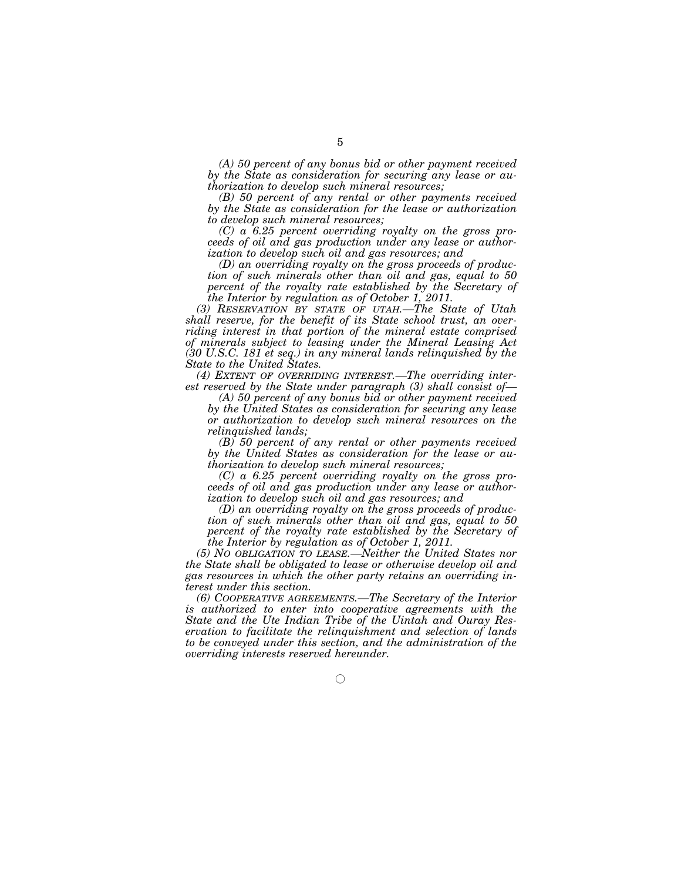*(A) 50 percent of any bonus bid or other payment received by the State as consideration for securing any lease or authorization to develop such mineral resources;*

*(B) 50 percent of any rental or other payments received by the State as consideration for the lease or authorization to develop such mineral resources;*

*(C) a 6.25 percent overriding royalty on the gross proceeds of oil and gas production under any lease or authorization to develop such oil and gas resources; and*

*(D) an overriding royalty on the gross proceeds of production of such minerals other than oil and gas, equal to 50 percent of the royalty rate established by the Secretary of the Interior by regulation as of October 1, 2011.*

*(3) RESERVATION BY STATE OF UTAH.—The State of Utah shall reserve, for the benefit of its State school trust, an overriding interest in that portion of the mineral estate comprised of minerals subject to leasing under the Mineral Leasing Act (30 U.S.C. 181 et seq.) in any mineral lands relinquished by the State to the United States.*

*(4) EXTENT OF OVERRIDING INTEREST.—The overriding interest reserved by the State under paragraph (3) shall consist of—*

*(A) 50 percent of any bonus bid or other payment received by the United States as consideration for securing any lease or authorization to develop such mineral resources on the relinquished lands;*

*(B) 50 percent of any rental or other payments received by the United States as consideration for the lease or authorization to develop such mineral resources;*

*(C) a 6.25 percent overriding royalty on the gross proceeds of oil and gas production under any lease or authorization to develop such oil and gas resources; and*

*(D) an overriding royalty on the gross proceeds of production of such minerals other than oil and gas, equal to 50 percent of the royalty rate established by the Secretary of the Interior by regulation as of October 1, 2011.*

*(5) NO OBLIGATION TO LEASE.—Neither the United States nor the State shall be obligated to lease or otherwise develop oil and gas resources in which the other party retains an overriding interest under this section.*

*(6) COOPERATIVE AGREEMENTS.—The Secretary of the Interior is authorized to enter into cooperative agreements with the State and the Ute Indian Tribe of the Uintah and Ouray Reservation to facilitate the relinquishment and selection of lands to be conveyed under this section, and the administration of the overriding interests reserved hereunder.*